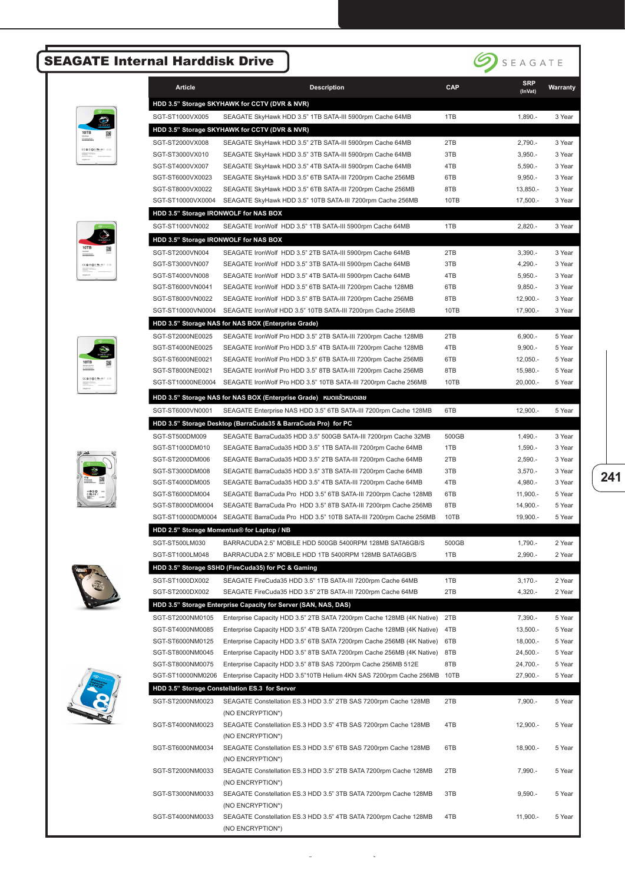# SEAGATE Internal Harddisk Drive

| Article | Description | CAP | SRP (InVat) | Warranty |
|---|---|---|---|---|
| **HDD 3.5" Storage SKYHAWK for CCTV (DVR & NVR)** | | | | |
| SGT-ST1000VX005 | SEAGATE SkyHawk HDD 3.5" 1TB SATA-III 5900rpm Cache 64MB | 1TB | 1,890.- | 3 Year |
| **HDD 3.5" Storage SKYHAWK for CCTV (DVR & NVR)** | | | | |
| SGT-ST2000VX008 | SEAGATE SkyHawk HDD 3.5" 2TB SATA-III 5900rpm Cache 64MB | 2TB | 2,790.- | 3 Year |
| SGT-ST3000VX010 | SEAGATE SkyHawk HDD 3.5" 3TB SATA-III 5900rpm Cache 64MB | 3TB | 3,950.- | 3 Year |
| SGT-ST4000VX007 | SEAGATE SkyHawk HDD 3.5" 4TB SATA-III 5900rpm Cache 64MB | 4TB | 5,590.- | 3 Year |
| SGT-ST6000VX0023 | SEAGATE SkyHawk HDD 3.5" 6TB SATA-III 7200rpm Cache 256MB | 6TB | 9,950.- | 3 Year |
| SGT-ST8000VX0022 | SEAGATE SkyHawk HDD 3.5" 6TB SATA-III 7200rpm Cache 256MB | 8TB | 13,850.- | 3 Year |
| SGT-ST10000VX0004 | SEAGATE SkyHawk HDD 3.5" 10TB SATA-III 7200rpm Cache 256MB | 10TB | 17,500.- | 3 Year |
| **HDD 3.5" Storage IRONWOLF for NAS BOX** | | | | |
| SGT-ST1000VN002 | SEAGATE IronWolf HDD 3.5" 1TB SATA-III 5900rpm Cache 64MB | 1TB | 2,820.- | 3 Year |
| **HDD 3.5" Storage IRONWOLF for NAS BOX** | | | | |
| SGT-ST2000VN004 | SEAGATE IronWolf HDD 3.5" 2TB SATA-III 5900rpm Cache 64MB | 2TB | 3,390.- | 3 Year |
| SGT-ST3000VN007 | SEAGATE IronWolf HDD 3.5" 3TB SATA-III 5900rpm Cache 64MB | 3TB | 4,290.- | 3 Year |
| SGT-ST4000VN008 | SEAGATE IronWolf HDD 3.5" 4TB SATA-III 5900rpm Cache 64MB | 4TB | 5,950.- | 3 Year |
| SGT-ST6000VN0041 | SEAGATE IronWolf HDD 3.5" 6TB SATA-III 7200rpm Cache 128MB | 6TB | 9,850.- | 3 Year |
| SGT-ST8000VN0022 | SEAGATE IronWolf HDD 3.5" 8TB SATA-III 7200rpm Cache 256MB | 8TB | 12,900.- | 3 Year |
| SGT-ST10000VN0004 | SEAGATE IronWolf HDD 3.5" 10TB SATA-III 7200rpm Cache 256MB | 10TB | 17,900.- | 3 Year |
| **HDD 3.5" Storage NAS for NAS BOX (Enterprise Grade)** | | | | |
| SGT-ST2000NE0025 | SEAGATE IronWolf Pro HDD 3.5" 2TB SATA-III 7200rpm Cache 128MB | 2TB | 6,900.- | 5 Year |
| SGT-ST4000NE0025 | SEAGATE IronWolf Pro HDD 3.5" 4TB SATA-III 7200rpm Cache 128MB | 4TB | 9,900.- | 5 Year |
| SGT-ST6000NE0021 | SEAGATE IronWolf Pro HDD 3.5" 6TB SATA-III 7200rpm Cache 256MB | 6TB | 12,050.- | 5 Year |
| SGT-ST8000NE0021 | SEAGATE IronWolf Pro HDD 3.5" 8TB SATA-III 7200rpm Cache 256MB | 8TB | 15,980.- | 5 Year |
| SGT-ST10000NE0004 | SEAGATE IronWolf Pro HDD 3.5" 10TB SATA-III 7200rpm Cache 256MB | 10TB | 20,000.- | 5 Year |
| **HDD 3.5" Storage NAS for NAS BOX (Enterprise Grade) หมดแล้วหมดเลย** | | | | |
| SGT-ST6000VN0001 | SEAGATE Enterprise NAS HDD 3.5" 6TB SATA-III 7200rpm Cache 128MB | 6TB | 12,900.- | 5 Year |
| **HDD 3.5" Storage Desktop (BarraCuda35 & BarraCuda Pro) for PC** | | | | |
| SGT-ST500DM009 | SEAGATE BarraCuda35 HDD 3.5" 500GB SATA-III 7200rpm Cache 32MB | 500GB | 1,490.- | 3 Year |
| SGT-ST1000DM010 | SEAGATE BarraCuda35 HDD 3.5" 1TB SATA-III 7200rpm Cache 64MB | 1TB | 1,590.- | 3 Year |
| SGT-ST2000DM006 | SEAGATE BarraCuda35 HDD 3.5" 2TB SATA-III 7200rpm Cache 64MB | 2TB | 2,590.- | 3 Year |
| SGT-ST3000DM008 | SEAGATE BarraCuda35 HDD 3.5" 3TB SATA-III 7200rpm Cache 64MB | 3TB | 3,570.- | 3 Year |
| SGT-ST4000DM005 | SEAGATE BarraCuda35 HDD 3.5" 4TB SATA-III 7200rpm Cache 64MB | 4TB | 4,980.- | 3 Year |
| SGT-ST6000DM004 | SEAGATE BarraCuda Pro HDD 3.5" 6TB SATA-III 7200rpm Cache 128MB | 6TB | 11,900.- | 5 Year |
| SGT-ST8000DM0004 | SEAGATE BarraCuda Pro HDD 3.5" 8TB SATA-III 7200rpm Cache 256MB | 8TB | 14,900.- | 5 Year |
| SGT-ST10000DM0004 | SEAGATE BarraCuda Pro HDD 3.5" 10TB SATA-III 7200rpm Cache 256MB | 10TB | 19,900.- | 5 Year |
| **HDD 2.5" Storage Momentus® for Laptop / NB** | | | | |
| SGT-ST500LM030 | BARRACUDA 2.5" MOBILE HDD 500GB 5400RPM 128MB SATA6GB/S | 500GB | 1,790.- | 2 Year |
| SGT-ST1000LM048 | BARRACUDA 2.5" MOBILE HDD 1TB 5400RPM 128MB SATA6GB/S | 1TB | 2,990.- | 2 Year |
| **HDD 3.5" Storage SSHD (FireCuda35) for PC & Gaming** | | | | |
| SGT-ST1000DX002 | SEAGATE FireCuda35 HDD 3.5" 1TB SATA-III 7200rpm Cache 64MB | 1TB | 3,170.- | 2 Year |
| SGT-ST2000DX002 | SEAGATE FireCuda35 HDD 3.5" 2TB SATA-III 7200rpm Cache 64MB | 2TB | 4,320.- | 2 Year |
| **HDD 3.5" Storage Enterprise Capacity for Server (SAN, NAS, DAS)** | | | | |
| SGT-ST2000NM0105 | Enterprise Capacity HDD 3.5" 2TB SATA 7200rpm Cache 128MB (4K Native) | 2TB | 7,390.- | 5 Year |
| SGT-ST4000NM0085 | Enterprise Capacity HDD 3.5" 4TB SATA 7200rpm Cache 128MB (4K Native) | 4TB | 13,500.- | 5 Year |
| SGT-ST6000NM0125 | Enterprise Capacity HDD 3.5" 6TB SATA 7200rpm Cache 256MB (4K Native) | 6TB | 18,000.- | 5 Year |
| SGT-ST8000NM0045 | Enterprise Capacity HDD 3.5" 8TB SATA 7200rpm Cache 256MB (4K Native) | 8TB | 24,500.- | 5 Year |
| SGT-ST8000NM0075 | Enterprise Capacity HDD 3.5" 8TB SAS 7200rpm Cache 256MB 512E | 8TB | 24,700.- | 5 Year |
| SGT-ST10000NM0206 | Enterprise Capacity HDD 3.5"10TB Helium 4KN SAS 7200rpm Cache 256MB | 10TB | 27,900.- | 5 Year |
| **HDD 3.5" Storage Constellation ES.3 for Server** | | | | |
| SGT-ST2000NM0023 | SEAGATE Constellation ES.3 HDD 3.5" 2TB SAS 7200rpm Cache 128MB (NO ENCRYPTION*) | 2TB | 7,900.- | 5 Year |
| SGT-ST4000NM0023 | SEAGATE Constellation ES.3 HDD 3.5" 4TB SAS 7200rpm Cache 128MB (NO ENCRYPTION*) | 4TB | 12,900.- | 5 Year |
| SGT-ST6000NM0034 | SEAGATE Constellation ES.3 HDD 3.5" 6TB SAS 7200rpm Cache 128MB (NO ENCRYPTION*) | 6TB | 18,900.- | 5 Year |
| SGT-ST2000NM0033 | SEAGATE Constellation ES.3 HDD 3.5" 2TB SATA 7200rpm Cache 128MB (NO ENCRYPTION*) | 2TB | 7,990.- | 5 Year |
| SGT-ST3000NM0033 | SEAGATE Constellation ES.3 HDD 3.5" 3TB SATA 7200rpm Cache 128MB (NO ENCRYPTION*) | 3TB | 9,590.- | 5 Year |
| SGT-ST4000NM0033 | SEAGATE Constellation ES.3 HDD 3.5" 4TB SATA 7200rpm Cache 128MB (NO ENCRYPTION*) | 4TB | 11,900.- | 5 Year |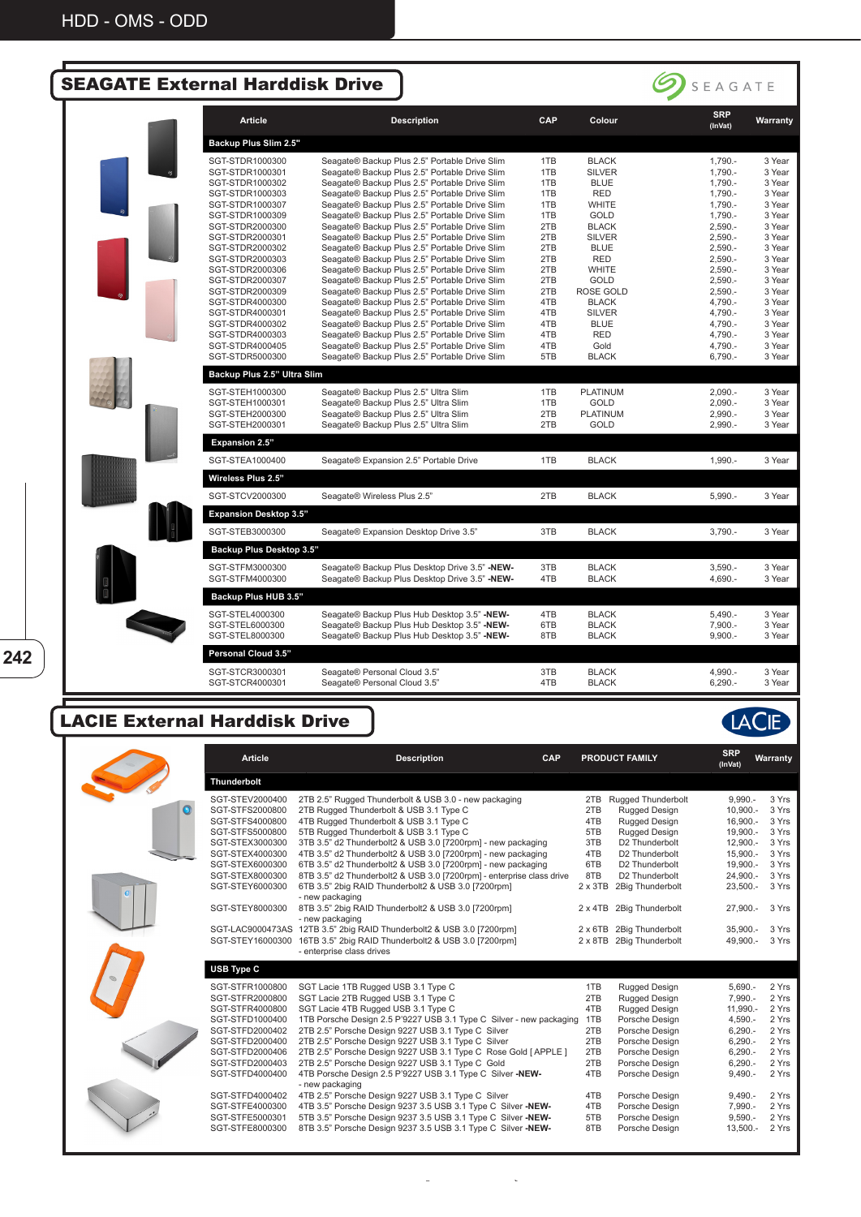# HDD - OMS - ODD

## SEAGATE External Harddisk Drive

| Article | Description | CAP | Colour | SRP (InVat) | Warranty |
|---|---|---|---|---|---|
| **Backup Plus Slim 2.5"** | | | | | |
| SGT-STDR1000300 | Seagate® Backup Plus 2.5" Portable Drive Slim | 1TB | BLACK | 1,790.- | 3 Year |
| SGT-STDR1000301 | Seagate® Backup Plus 2.5" Portable Drive Slim | 1TB | SILVER | 1,790.- | 3 Year |
| SGT-STDR1000302 | Seagate® Backup Plus 2.5" Portable Drive Slim | 1TB | BLUE | 1,790.- | 3 Year |
| SGT-STDR1000303 | Seagate® Backup Plus 2.5" Portable Drive Slim | 1TB | RED | 1,790.- | 3 Year |
| SGT-STDR1000307 | Seagate® Backup Plus 2.5" Portable Drive Slim | 1TB | WHITE | 1,790.- | 3 Year |
| SGT-STDR1000309 | Seagate® Backup Plus 2.5" Portable Drive Slim | 1TB | GOLD | 1,790.- | 3 Year |
| SGT-STDR2000300 | Seagate® Backup Plus 2.5" Portable Drive Slim | 2TB | BLACK | 2,590.- | 3 Year |
| SGT-STDR2000301 | Seagate® Backup Plus 2.5" Portable Drive Slim | 2TB | SILVER | 2,590.- | 3 Year |
| SGT-STDR2000302 | Seagate® Backup Plus 2.5" Portable Drive Slim | 2TB | BLUE | 2,590.- | 3 Year |
| SGT-STDR2000303 | Seagate® Backup Plus 2.5" Portable Drive Slim | 2TB | RED | 2,590.- | 3 Year |
| SGT-STDR2000306 | Seagate® Backup Plus 2.5" Portable Drive Slim | 2TB | WHITE | 2,590.- | 3 Year |
| SGT-STDR2000307 | Seagate® Backup Plus 2.5" Portable Drive Slim | 2TB | GOLD | 2,590.- | 3 Year |
| SGT-STDR2000309 | Seagate® Backup Plus 2.5" Portable Drive Slim | 2TB | ROSE GOLD | 2,590.- | 3 Year |
| SGT-STDR4000300 | Seagate® Backup Plus 2.5" Portable Drive Slim | 4TB | BLACK | 4,790.- | 3 Year |
| SGT-STDR4000301 | Seagate® Backup Plus 2.5" Portable Drive Slim | 4TB | SILVER | 4,790.- | 3 Year |
| SGT-STDR4000302 | Seagate® Backup Plus 2.5" Portable Drive Slim | 4TB | BLUE | 4,790.- | 3 Year |
| SGT-STDR4000303 | Seagate® Backup Plus 2.5" Portable Drive Slim | 4TB | RED | 4,790.- | 3 Year |
| SGT-STDR4000405 | Seagate® Backup Plus 2.5" Portable Drive Slim | 4TB | Gold | 4,790.- | 3 Year |
| SGT-STDR5000300 | Seagate® Backup Plus 2.5" Portable Drive Slim | 5TB | BLACK | 6,790.- | 3 Year |
| **Backup Plus 2.5" Ultra Slim** | | | | | |
| SGT-STEH1000300 | Seagate® Backup Plus 2.5" Ultra Slim | 1TB | PLATINUM | 2,090.- | 3 Year |
| SGT-STEH1000301 | Seagate® Backup Plus 2.5" Ultra Slim | 1TB | GOLD | 2,090.- | 3 Year |
| SGT-STEH2000300 | Seagate® Backup Plus 2.5" Ultra Slim | 2TB | PLATINUM | 2,990.- | 3 Year |
| SGT-STEH2000301 | Seagate® Backup Plus 2.5" Ultra Slim | 2TB | GOLD | 2,990.- | 3 Year |
| **Expansion 2.5"** | | | | | |
| SGT-STEA1000400 | Seagate® Expansion 2.5" Portable Drive | 1TB | BLACK | 1,990.- | 3 Year |
| **Wireless Plus 2.5"** | | | | | |
| SGT-STCV2000300 | Seagate® Wireless Plus 2.5" | 2TB | BLACK | 5,990.- | 3 Year |
| **Expansion Desktop 3.5"** | | | | | |
| SGT-STEB3000300 | Seagate® Expansion Desktop Drive 3.5" | 3TB | BLACK | 3,790.- | 3 Year |
| **Backup Plus Desktop 3.5"** | | | | | |
| SGT-STFM3000300 | Seagate® Backup Plus Desktop Drive 3.5" **-NEW-** | 3TB | BLACK | 3,590.- | 3 Year |
| SGT-STFM4000300 | Seagate® Backup Plus Desktop Drive 3.5" **-NEW-** | 4TB | BLACK | 4,690.- | 3 Year |
| **Backup Plus HUB 3.5"** | | | | | |
| SGT-STEL4000300 | Seagate® Backup Plus Hub Desktop 3.5" **-NEW-** | 4TB | BLACK | 5,490.- | 3 Year |
| SGT-STEL6000300 | Seagate® Backup Plus Hub Desktop 3.5" **-NEW-** | 6TB | BLACK | 7,900.- | 3 Year |
| SGT-STEL8000300 | Seagate® Backup Plus Hub Desktop 3.5" **-NEW-** | 8TB | BLACK | 9,900.- | 3 Year |
| **Personal Cloud 3.5"** | | | | | |
| SGT-STCR3000301 | Seagate® Personal Cloud 3.5" | 3TB | BLACK | 4,990.- | 3 Year |
| SGT-STCR4000301 | Seagate® Personal Cloud 3.5" | 4TB | BLACK | 6,290.- | 3 Year |

## LACIE External Harddisk Drive

| Article | Description | CAP | PRODUCT FAMILY | SRP (InVat) | Warranty |
|---|---|---|---|---|---|
| **Thunderbolt** | | | | | |
| SGT-STEV2000400 | 2TB 2.5" Rugged Thunderbolt & USB 3.0 - new packaging | 2TB | Rugged Thunderbolt | 9,990.- | 3 Yrs |
| SGT-STFS2000800 | 2TB Rugged Thunderbolt & USB 3.1 Type C | 2TB | Rugged Design | 10,900.- | 3 Yrs |
| SGT-STFS4000800 | 4TB Rugged Thunderbolt & USB 3.1 Type C | 4TB | Rugged Design | 16,900.- | 3 Yrs |
| SGT-STFS5000800 | 5TB Rugged Thunderbolt & USB 3.1 Type C | 5TB | Rugged Design | 19,900.- | 3 Yrs |
| SGT-STEX3000300 | 3TB 3.5" d2 Thunderbolt2 & USB 3.0 [7200rpm] - new packaging | 3TB | D2 Thunderbolt | 12,900.- | 3 Yrs |
| SGT-STEX4000300 | 4TB 3.5" d2 Thunderbolt2 & USB 3.0 [7200rpm] - new packaging | 4TB | D2 Thunderbolt | 15,900.- | 3 Yrs |
| SGT-STEX6000300 | 6TB 3.5" d2 Thunderbolt2 & USB 3.0 [7200rpm] - new packaging | 6TB | D2 Thunderbolt | 19,900.- | 3 Yrs |
| SGT-STEX8000300 | 8TB 3.5" d2 Thunderbolt2 & USB 3.0 [7200rpm] - enterprise class drive | 8TB | D2 Thunderbolt | 24,900.- | 3 Yrs |
| SGT-STEY6000300 | 6TB 3.5" 2big RAID Thunderbolt2 & USB 3.0 [7200rpm] - new packaging | 2 x 3TB | 2Big Thunderbolt | 23,500.- | 3 Yrs |
| SGT-STEY8000300 | 8TB 3.5" 2big RAID Thunderbolt2 & USB 3.0 [7200rpm] - new packaging | 2 x 4TB | 2Big Thunderbolt | 27,900.- | 3 Yrs |
| SGT-LAC9000473AS | 12TB 3.5" 2big RAID Thunderbolt2 & USB 3.0 [7200rpm] | 2 x 6TB | 2Big Thunderbolt | 35,900.- | 3 Yrs |
| SGT-STEY16000300 | 16TB 3.5" 2big RAID Thunderbolt2 & USB 3.0 [7200rpm] - enterprise class drives | 2 x 8TB | 2Big Thunderbolt | 49,900.- | 3 Yrs |
| **USB Type C** | | | | | |
| SGT-STFR1000800 | SGT Lacie 1TB Rugged USB 3.1 Type C | 1TB | Rugged Design | 5,690.- | 2 Yrs |
| SGT-STFR2000800 | SGT Lacie 2TB Rugged USB 3.1 Type C | 2TB | Rugged Design | 7,990.- | 2 Yrs |
| SGT-STFR4000800 | SGT Lacie 4TB Rugged USB 3.1 Type C | 4TB | Rugged Design | 11,990.- | 2 Yrs |
| SGT-STFD1000400 | 1TB Porsche Design 2.5 P'9227 USB 3.1 Type C Silver - new packaging | 1TB | Porsche Design | 4,590.- | 2 Yrs |
| SGT-STFD2000402 | 2TB 2.5" Porsche Design 9227 USB 3.1 Type C Silver | 2TB | Porsche Design | 6,290.- | 2 Yrs |
| SGT-STFD2000400 | 2TB 2.5" Porsche Design 9227 USB 3.1 Type C Silver | 2TB | Porsche Design | 6,290.- | 2 Yrs |
| SGT-STFD2000406 | 2TB 2.5" Porsche Design 9227 USB 3.1 Type C Rose Gold [ APPLE ] | 2TB | Porsche Design | 6,290.- | 2 Yrs |
| SGT-STFD2000403 | 2TB 2.5" Porsche Design 9227 USB 3.1 Type C Gold | 2TB | Porsche Design | 6,290.- | 2 Yrs |
| SGT-STFD4000400 | 4TB Porsche Design 2.5 P'9227 USB 3.1 Type C Silver **-NEW-** - new packaging | 4TB | Porsche Design | 9,490.- | 2 Yrs |
| SGT-STFD4000402 | 4TB 2.5" Porsche Design 9227 USB 3.1 Type C Silver | 4TB | Porsche Design | 9,490.- | 2 Yrs |
| SGT-STFE4000300 | 4TB 3.5" Porsche Design 9237 3.5 USB 3.1 Type C Silver **-NEW-** | 4TB | Porsche Design | 7,990.- | 2 Yrs |
| SGT-STFE5000301 | 5TB 3.5" Porsche Design 9237 3.5 USB 3.1 Type C Silver **-NEW-** | 5TB | Porsche Design | 9,590.- | 2 Yrs |
| SGT-STFE8000300 | 8TB 3.5" Porsche Design 9237 3.5 USB 3.1 Type C Silver **-NEW-** | 8TB | Porsche Design | 13,500.- | 2 Yrs |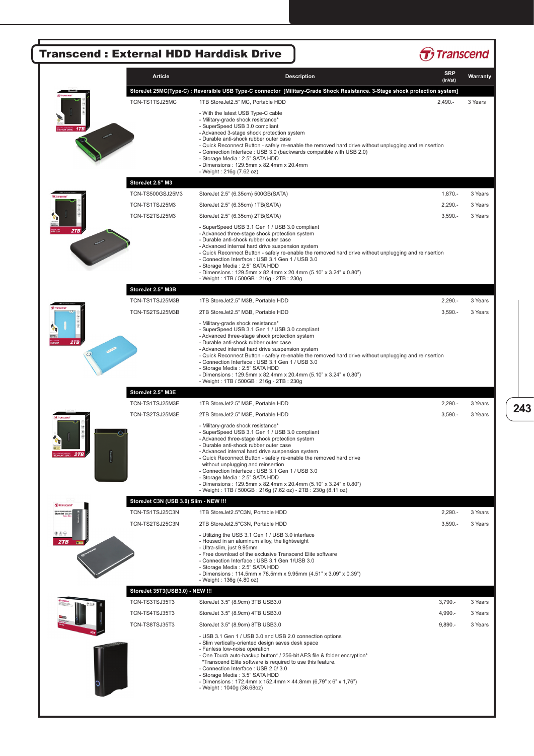# Transcend : External HDD Harddisk Drive

| Article | Description | SRP (InVat) | Warranty |
|---|---|---|---|
| **StoreJet 25MC(Type-C) : Reversible USB Type-C connector [Military-Grade Shock Resistance. 3-Stage shock protection system]** | | | |
| TCN-TS1TSJ25MC | 1TB StoreJet2.5" MC, Portable HDD | 2,490.- | 3 Years |
| | - With the latest USB Type-C cable<br>- Military-grade shock resistance*<br>- SuperSpeed USB 3.0 compliant<br>- Advanced 3-stage shock protection system<br>- Durable anti-shock rubber outer case<br>- Quick Reconnect Button - safely re-enable the removed hard drive without unplugging and reinsertion<br>- Connection Interface : USB 3.0 (backwards compatible with USB 2.0)<br>- Storage Media : 2.5" SATA HDD<br>- Dimensions : 129.5mm x 82.4mm x 20.4mm<br>- Weight : 216g (7.62 oz) | | |
| **StoreJet 2.5" M3** | | | |
| TCN-TS500GSJ25M3 | StoreJet 2.5" (6.35cm) 500GB(SATA) | 1,870.- | 3 Years |
| TCN-TS1TSJ25M3 | StoreJet 2.5" (6.35cm) 1TB(SATA) | 2,290.- | 3 Years |
| TCN-TS2TSJ25M3 | StoreJet 2.5" (6.35cm) 2TB(SATA) | 3,590.- | 3 Years |
| | - SuperSpeed USB 3.1 Gen 1 / USB 3.0 compliant<br>- Advanced three-stage shock protection system<br>- Durable anti-shock rubber outer case<br>- Advanced internal hard drive suspension system<br>- Quick Reconnect Button - safely re-enable the removed hard drive without unplugging and reinsertion<br>- Connection Interface : USB 3.1 Gen 1 / USB 3.0<br>- Storage Media : 2.5" SATA HDD<br>- Dimensions : 129.5mm x 82.4mm x 20.4mm (5.10" x 3.24" x 0.80")<br>- Weight : 1TB / 500GB : 216g - 2TB : 230g | | |
| **StoreJet 2.5" M3B** | | | |
| TCN-TS1TSJ25M3B | 1TB StoreJet2.5" M3B, Portable HDD | 2,290.- | 3 Years |
| TCN-TS2TSJ25M3B | 2TB StoreJet2.5" M3B, Portable HDD | 3,590.- | 3 Years |
| | - Military-grade shock resistance*<br>- SuperSpeed USB 3.1 Gen 1 / USB 3.0 compliant<br>- Advanced three-stage shock protection system<br>- Durable anti-shock rubber outer case<br>- Advanced internal hard drive suspension system<br>- Quick Reconnect Button - safely re-enable the removed hard drive without unplugging and reinsertion<br>- Connection Interface : USB 3.1 Gen 1 / USB 3.0<br>- Storage Media : 2.5" SATA HDD<br>- Dimensions : 129.5mm x 82.4mm x 20.4mm (5.10" x 3.24" x 0.80")<br>- Weight : 1TB / 500GB : 216g - 2TB : 230g | | |
| **StoreJet 2.5" M3E** | | | |
| TCN-TS1TSJ25M3E | 1TB StoreJet2.5" M3E, Portable HDD | 2,290.- | 3 Years |
| TCN-TS2TSJ25M3E | 2TB StoreJet2.5" M3E, Portable HDD | 3,590.- | 3 Years |
| | - Military-grade shock resistance*<br>- SuperSpeed USB 3.1 Gen 1 / USB 3.0 compliant<br>- Advanced three-stage shock protection system<br>- Durable anti-shock rubber outer case<br>- Advanced internal hard drive suspension system<br>- Quick Reconnect Button - safely re-enable the removed hard drive without unplugging and reinsertion<br>- Connection Interface : USB 3.1 Gen 1 / USB 3.0<br>- Storage Media : 2.5" SATA HDD<br>- Dimensions : 129.5mm x 82.4mm x 20.4mm (5.10" x 3.24" x 0.80")<br>- Weight : 1TB / 500GB : 216g (7.62 oz) - 2TB : 230g (8.11 oz) | | |
| **StoreJet C3N (USB 3.0) Slim - NEW !!!** | | | |
| TCN-TS1TSJ25C3N | 1TB StoreJet2.5"C3N, Portable HDD | 2,290.- | 3 Years |
| TCN-TS2TSJ25C3N | 2TB StoreJet2.5"C3N, Portable HDD | 3,590.- | 3 Years |
| | - Utilizing the USB 3.1 Gen 1 / USB 3.0 interface<br>- Housed in an aluminum alloy, the lightweight<br>- Ultra-slim, just 9.95mm<br>- Free download of the exclusive Transcend Elite software<br>- Connection Interface : USB 3.1 Gen 1/USB 3.0<br>- Storage Media : 2.5" SATA HDD<br>- Dimensions : 114.5mm x 78.5mm x 9.95mm (4.51" x 3.09" x 0.39")<br>- Weight : 136g (4.80 oz) | | |
| **StoreJet 35T3(USB3.0) - NEW !!!** | | | |
| TCN-TS3TSJ35T3 | StoreJet 3.5" (8.9cm) 3TB USB3.0 | 3,790.- | 3 Years |
| TCN-TS4TSJ35T3 | StoreJet 3.5" (8.9cm) 4TB USB3.0 | 4,990.- | 3 Years |
| TCN-TS8TSJ35T3 | StoreJet 3.5" (8.9cm) 8TB USB3.0 | 9,890.- | 3 Years |
| | - USB 3.1 Gen 1 / USB 3.0 and USB 2.0 connection options<br>- Slim vertically-oriented design saves desk space<br>- Fanless low-noise operation<br>- One Touch auto-backup button* / 256-bit AES file & folder encryption*<br>\*Transcend Elite software is required to use this feature.<br>- Connection Interface : USB 2.0/ 3.0<br>- Storage Media : 3.5" SATA HDD<br>- Dimensions : 172.4mm x 152.4mm × 44.8mm (6,79" x 6" x 1,76")<br>- Weight : 1040g (36.68oz) | | |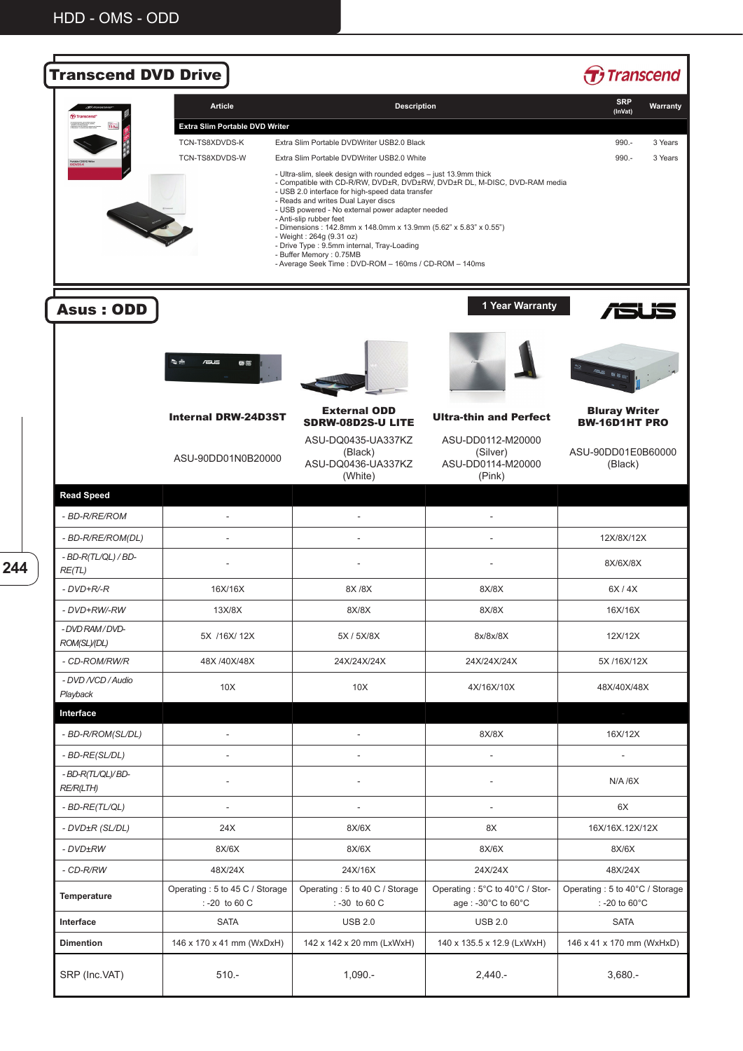# Transcend DVD Drive

| Article | Description | SRP (InVat) | Warranty |
|---|---|---|---|
| **Extra Slim Portable DVD Writer** | | | |
| TCN-TS8XDVDS-K | Extra Slim Portable DVDWriter USB2.0 Black | 990.- | 3 Years |
| TCN-TS8XDVDS-W | Extra Slim Portable DVDWriter USB2.0 White | 990.- | 3 Years |

- Ultra-slim, sleek design with rounded edges – just 13.9mm thick
- Compatible with CD-R/RW, DVD±R, DVD±RW, DVD±R DL, M-DISC, DVD-RAM media
- USB 2.0 interface for high-speed data transfer
- Reads and writes Dual Layer discs
- USB powered - No external power adapter needed
- Anti-slip rubber feet
- Dimensions : 142.8mm x 148.0mm x 13.9mm (5.62" x 5.83" x 0.55")
- Weight : 264g (9.31 oz)
- Drive Type : 9.5mm internal, Tray-Loading
- Buffer Memory : 0.75MB
- Average Seek Time : DVD-ROM – 160ms / CD-ROM – 140ms

# Asus : ODD

**1 Year Warranty**

| | **Internal DRW-24D3ST** | **External ODD SDRW-08D2S-U LITE** | **Ultra-thin and Perfect** | **Bluray Writer BW-16D1HT PRO** |
|---|---|---|---|---|
| | ASU-90DD01N0B20000 | ASU-DQ0435-UA337KZ (Black) ASU-DQ0436-UA337KZ (White) | ASU-DD0112-M20000 (Silver) ASU-DD0114-M20000 (Pink) | ASU-90DD01E0B60000 (Black) |
| **Read Speed** | | | | |
| *- BD-R/RE/ROM* | - | - | - | |
| *- BD-R/RE/ROM(DL)* | - | - | - | 12X/8X/12X |
| *- BD-R(TL/QL) / BD-RE(TL)* | - | - | - | 8X/6X/8X |
| *- DVD+R/-R* | 16X/16X | 8X /8X | 8X/8X | 6X / 4X |
| *- DVD+RW/-RW* | 13X/8X | 8X/8X | 8X/8X | 16X/16X |
| *- DVD RAM / DVD-ROM(SL)(DL)* | 5X /16X/ 12X | 5X / 5X/8X | 8x/8x/8X | 12X/12X |
| *- CD-ROM/RW/R* | 48X /40X/48X | 24X/24X/24X | 24X/24X/24X | 5X /16X/12X |
| *- DVD /VCD / Audio Playback* | 10X | 10X | 4X/16X/10X | 48X/40X/48X |
| **Interface** | | | | |
| *- BD-R/ROM(SL/DL)* | - | - | 8X/8X | 16X/12X |
| *- BD-RE(SL/DL)* | - | - | - | - |
| *- BD-R(TL/QL)/ BD-RE/R(LTH)* | - | - | - | N/A /6X |
| *- BD-RE(TL/QL)* | - | - | - | 6X |
| *- DVD±R (SL/DL)* | 24X | 8X/6X | 8X | 16X/16X.12X/12X |
| *- DVD±RW* | 8X/6X | 8X/6X | 8X/6X | 8X/6X |
| *- CD-R/RW* | 48X/24X | 24X/16X | 24X/24X | 48X/24X |
| **Temperature** | Operating : 5 to 45 C / Storage : -20 to 60 C | Operating : 5 to 40 C / Storage : -30 to 60 C | Operating : 5°C to 40°C / Storage : -30°C to 60°C | Operating : 5 to 40°C / Storage : -20 to 60°C |
| **Interface** | SATA | USB 2.0 | USB 2.0 | SATA |
| **Dimention** | 146 x 170 x 41 mm (WxDxH) | 142 x 142 x 20 mm (LxWxH) | 140 x 135.5 x 12.9 (LxWxH) | 146 x 41 x 170 mm (WxHxD) |
| SRP (Inc.VAT) | 510.- | 1,090.- | 2,440.- | 3,680.- |